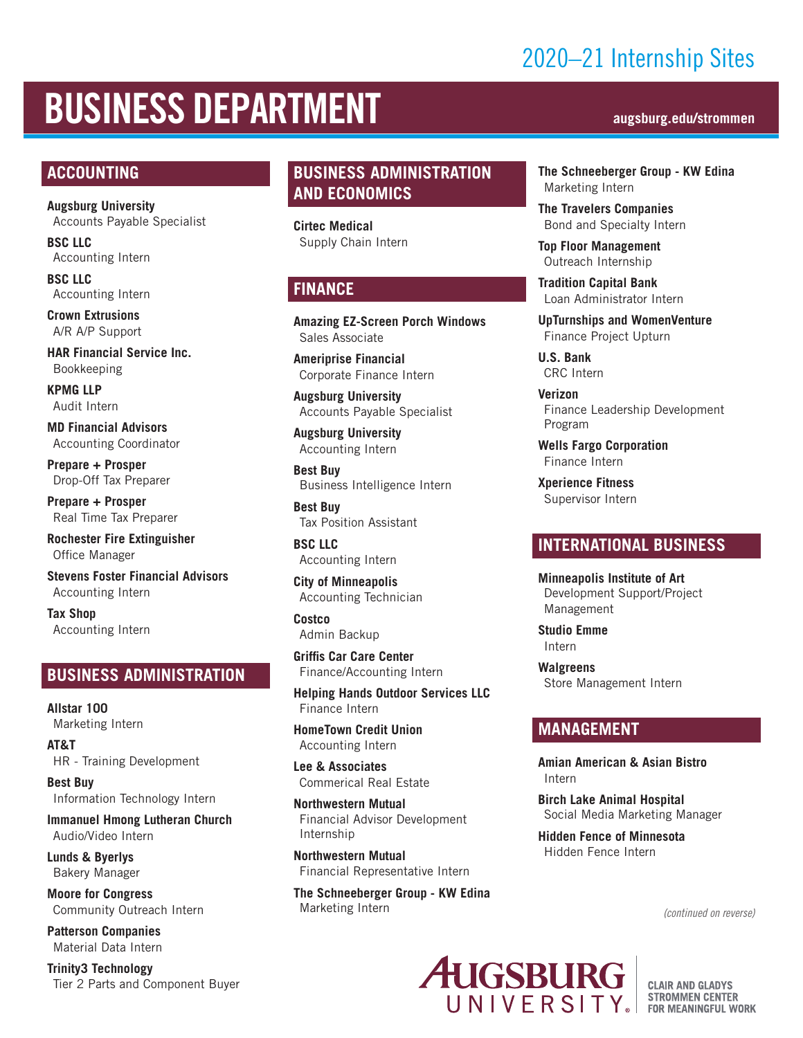2020–21 Internship Sites

# BUSINESS DEPARTMENT

augsburg.edu/strommen

## ACCOUNTING

**Augsburg University**
Accounts Payable Specialist

**BSC LLC**
Accounting Intern

**BSC LLC**
Accounting Intern

**Crown Extrusions**
A/R A/P Support

**HAR Financial Service Inc.**
Bookkeeping

**KPMG LLP**
Audit Intern

**MD Financial Advisors**
Accounting Coordinator

**Prepare + Prosper**
Drop-Off Tax Preparer

**Prepare + Prosper**
Real Time Tax Preparer

**Rochester Fire Extinguisher**
Office Manager

**Stevens Foster Financial Advisors**
Accounting Intern

**Tax Shop**
Accounting Intern

## BUSINESS ADMINISTRATION

**Allstar 100**
Marketing Intern

**AT&T**
HR - Training Development

**Best Buy**
Information Technology Intern

**Immanuel Hmong Lutheran Church**
Audio/Video Intern

**Lunds & Byerlys**
Bakery Manager

**Moore for Congress**
Community Outreach Intern

**Patterson Companies**
Material Data Intern

**Trinity3 Technology**
Tier 2 Parts and Component Buyer

## BUSINESS ADMINISTRATION AND ECONOMICS

**Cirtec Medical**
Supply Chain Intern

## FINANCE

**Amazing EZ-Screen Porch Windows**
Sales Associate

**Ameriprise Financial**
Corporate Finance Intern

**Augsburg University**
Accounts Payable Specialist

**Augsburg University**
Accounting Intern

**Best Buy**
Business Intelligence Intern

**Best Buy**
Tax Position Assistant

**BSC LLC**
Accounting Intern

**City of Minneapolis**
Accounting Technician

**Costco**
Admin Backup

**Griffis Car Care Center**
Finance/Accounting Intern

**Helping Hands Outdoor Services LLC**
Finance Intern

**HomeTown Credit Union**
Accounting Intern

**Lee & Associates**
Commerical Real Estate

**Northwestern Mutual**
Financial Advisor Development Internship

**Northwestern Mutual**
Financial Representative Intern

**The Schneeberger Group - KW Edina**
Marketing Intern

**The Schneeberger Group - KW Edina**
Marketing Intern

**The Travelers Companies**
Bond and Specialty Intern

**Top Floor Management**
Outreach Internship

**Tradition Capital Bank**
Loan Administrator Intern

**UpTurnships and WomenVenture**
Finance Project Upturn

**U.S. Bank**
CRC Intern

**Verizon**
Finance Leadership Development Program

**Wells Fargo Corporation**
Finance Intern

**Xperience Fitness**
Supervisor Intern

## INTERNATIONAL BUSINESS

**Minneapolis Institute of Art**
Development Support/Project Management

**Studio Emme**
Intern

**Walgreens**
Store Management Intern

## MANAGEMENT

**Amian American & Asian Bistro**
Intern

**Birch Lake Animal Hospital**
Social Media Marketing Manager

**Hidden Fence of Minnesota**
Hidden Fence Intern

*(continued on reverse)*

AUGSBURG UNIVERSITY

CLAIR AND GLADYS STROMMEN CENTER FOR MEANINGFUL WORK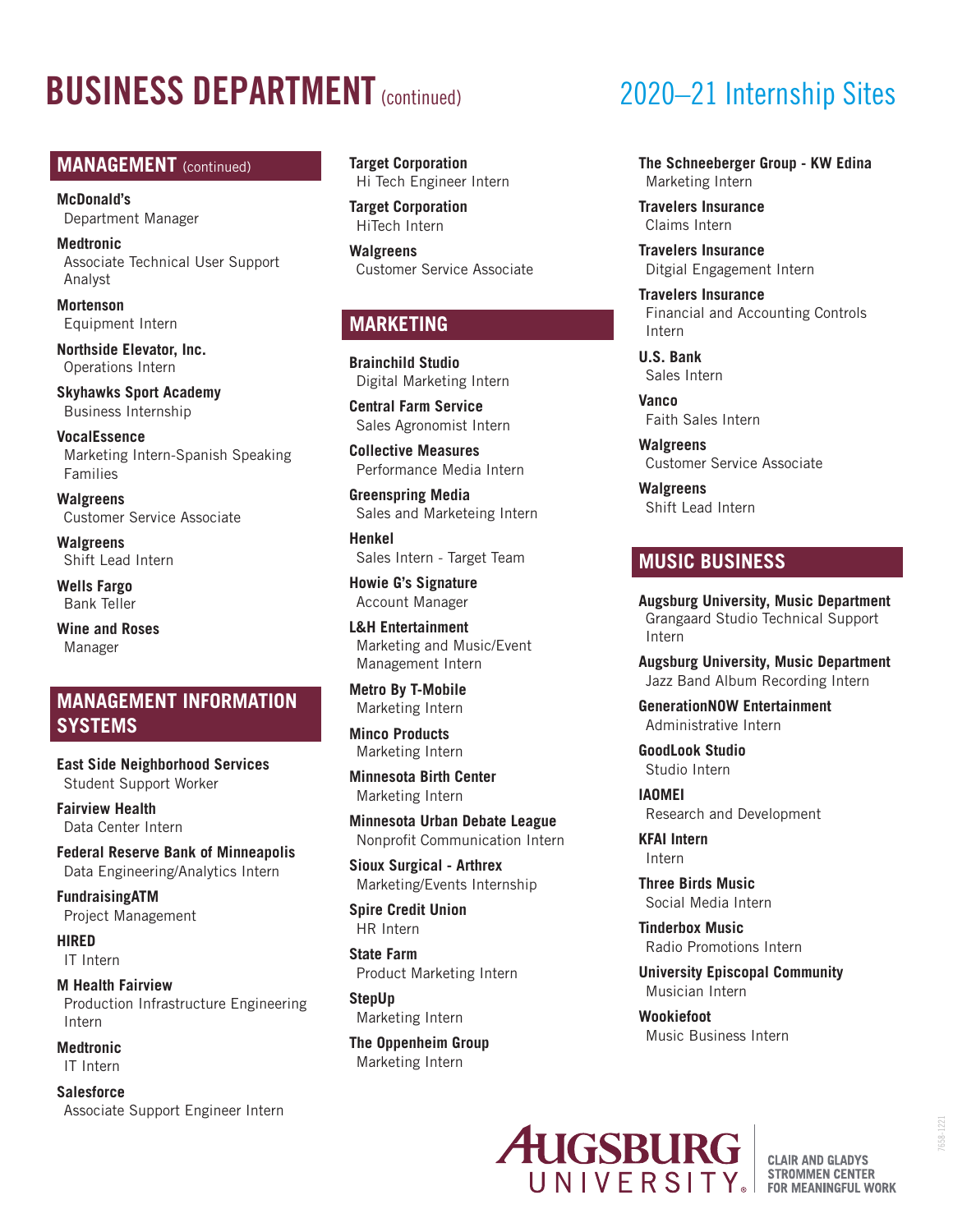# BUSINESS DEPARTMENT (continued)

2020–21 Internship Sites

## MANAGEMENT (continued)

**McDonald's**
Department Manager

**Medtronic**
Associate Technical User Support Analyst

**Mortenson**
Equipment Intern

**Northside Elevator, Inc.**
Operations Intern

**Skyhawks Sport Academy**
Business Internship

**VocalEssence**
Marketing Intern-Spanish Speaking Families

**Walgreens**
Customer Service Associate

**Walgreens**
Shift Lead Intern

**Wells Fargo**
Bank Teller

**Wine and Roses**
Manager

## MANAGEMENT INFORMATION SYSTEMS

**East Side Neighborhood Services**
Student Support Worker

**Fairview Health**
Data Center Intern

**Federal Reserve Bank of Minneapolis**
Data Engineering/Analytics Intern

**FundraisingATM**
Project Management

**HIRED**
IT Intern

**M Health Fairview**
Production Infrastructure Engineering Intern

**Medtronic**
IT Intern

**Salesforce**
Associate Support Engineer Intern

**Target Corporation**
Hi Tech Engineer Intern

**Target Corporation**
HiTech Intern

**Walgreens**
Customer Service Associate

## MARKETING

**Brainchild Studio**
Digital Marketing Intern

**Central Farm Service**
Sales Agronomist Intern

**Collective Measures**
Performance Media Intern

**Greenspring Media**
Sales and Marketeing Intern

**Henkel**
Sales Intern - Target Team

**Howie G's Signature**
Account Manager

**L&H Entertainment**
Marketing and Music/Event Management Intern

**Metro By T-Mobile**
Marketing Intern

**Minco Products**
Marketing Intern

**Minnesota Birth Center**
Marketing Intern

**Minnesota Urban Debate League**
Nonprofit Communication Intern

**Sioux Surgical - Arthrex**
Marketing/Events Internship

**Spire Credit Union**
HR Intern

**State Farm**
Product Marketing Intern

**StepUp**
Marketing Intern

**The Oppenheim Group**
Marketing Intern

**The Schneeberger Group - KW Edina**
Marketing Intern

**Travelers Insurance**
Claims Intern

**Travelers Insurance**
Ditgial Engagement Intern

**Travelers Insurance**
Financial and Accounting Controls Intern

**U.S. Bank**
Sales Intern

**Vanco**
Faith Sales Intern

**Walgreens**
Customer Service Associate

**Walgreens**
Shift Lead Intern

## MUSIC BUSINESS

**Augsburg University, Music Department**
Grangaard Studio Technical Support Intern

**Augsburg University, Music Department**
Jazz Band Album Recording Intern

**GenerationNOW Entertainment**
Administrative Intern

**GoodLook Studio**
Studio Intern

**IAOMEI**
Research and Development

**KFAI Intern**
Intern

**Three Birds Music**
Social Media Intern

**Tinderbox Music**
Radio Promotions Intern

**University Episcopal Community**
Musician Intern

**Wookiefoot**
Music Business Intern

AUGSBURG UNIVERSITY | CLAIR AND GLADYS STROMMEN CENTER FOR MEANINGFUL WORK